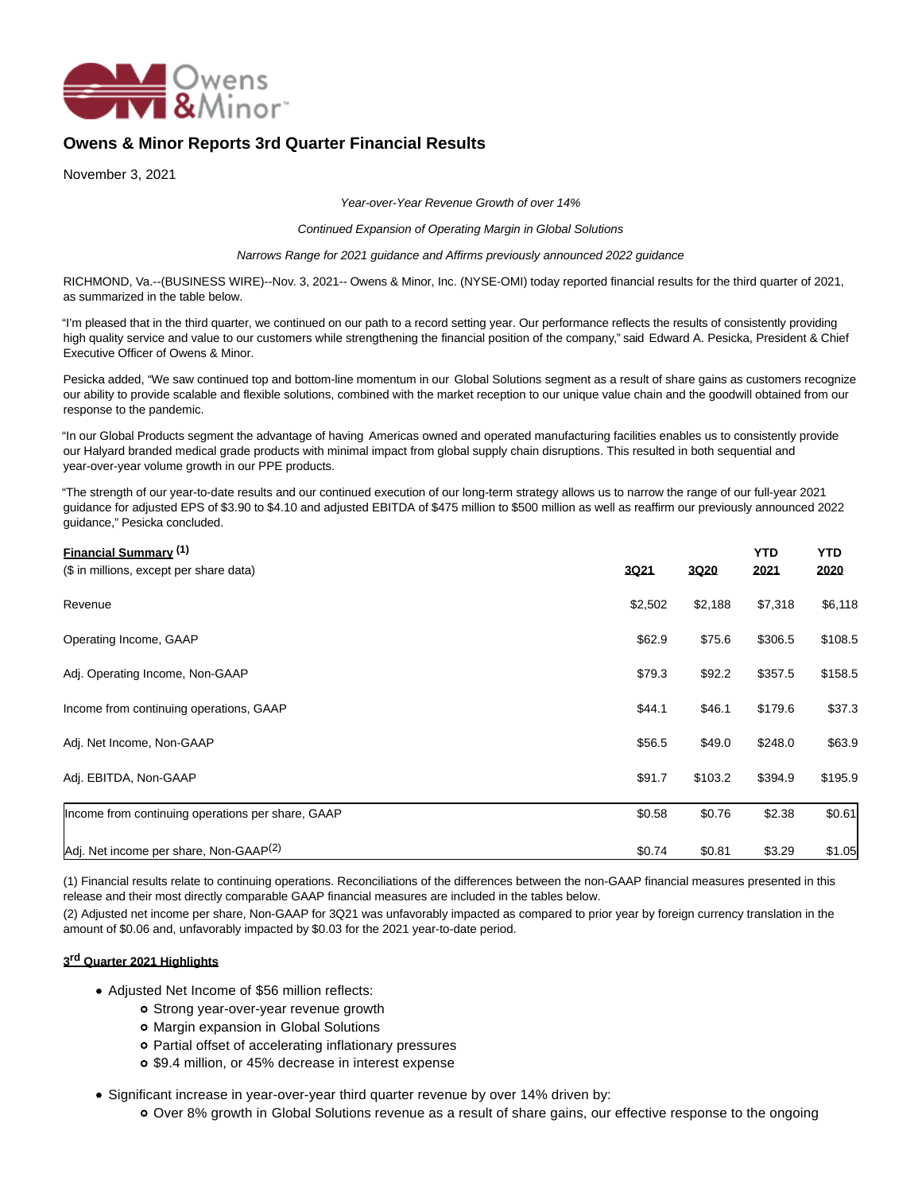# Owens & Minor Reports 3rd Quarter Financial Results

November 3, 2021

*Year-over-Year Revenue Growth of over 14%*

*Continued Expansion of Operating Margin in Global Solutions*

*Narrows Range for 2021 guidance and Affirms previously announced 2022 guidance*

RICHMOND, Va.--(BUSINESS WIRE)--Nov. 3, 2021-- Owens & Minor, Inc. (NYSE-OMI) today reported financial results for the third quarter of 2021, as summarized in the table below.

"I'm pleased that in the third quarter, we continued on our path to a record setting year. Our performance reflects the results of consistently providing high quality service and value to our customers while strengthening the financial position of the company," said Edward A. Pesicka, President & Chief Executive Officer of Owens & Minor.

Pesicka added, "We saw continued top and bottom-line momentum in our Global Solutions segment as a result of share gains as customers recognize our ability to provide scalable and flexible solutions, combined with the market reception to our unique value chain and the goodwill obtained from our response to the pandemic.

"In our Global Products segment the advantage of having Americas owned and operated manufacturing facilities enables us to consistently provide our Halyard branded medical grade products with minimal impact from global supply chain disruptions. This resulted in both sequential and year-over-year volume growth in our PPE products.

"The strength of our year-to-date results and our continued execution of our long-term strategy allows us to narrow the range of our full-year 2021 guidance for adjusted EPS of $3.90 to $4.10 and adjusted EBITDA of $475 million to $500 million as well as reaffirm our previously announced 2022 guidance," Pesicka concluded.

| **Financial Summary** [1]<br>($ in millions, except per share data) | **3Q21** | **3Q20** | **YTD 2021** | **YTD 2020** |
|---|---|---|---|---|
| Revenue | $2,502 | $2,188 | $7,318 | $6,118 |
| Operating Income, GAAP | $62.9 | $75.6 | $306.5 | $108.5 |
| Adj. Operating Income, Non-GAAP | $79.3 | $92.2 | $357.5 | $158.5 |
| Income from continuing operations, GAAP | $44.1 | $46.1 | $179.6 | $37.3 |
| Adj. Net Income, Non-GAAP | $56.5 | $49.0 | $248.0 | $63.9 |
| Adj. EBITDA, Non-GAAP | $91.7 | $103.2 | $394.9 | $195.9 |
| Income from continuing operations per share, GAAP | $0.58 | $0.76 | $2.38 | $0.61 |
| Adj. Net income per share, Non-GAAP[2] | $0.74 | $0.81 | $3.29 | $1.05 |

(1) Financial results relate to continuing operations. Reconciliations of the differences between the non-GAAP financial measures presented in this release and their most directly comparable GAAP financial measures are included in the tables below.

(2) Adjusted net income per share, Non-GAAP for 3Q21 was unfavorably impacted as compared to prior year by foreign currency translation in the amount of $0.06 and, unfavorably impacted by $0.03 for the 2021 year-to-date period.

### 3rd Quarter 2021 Highlights

- Adjusted Net Income of $56 million reflects:
  - Strong year-over-year revenue growth
  - Margin expansion in Global Solutions
  - Partial offset of accelerating inflationary pressures
  - $9.4 million, or 45% decrease in interest expense
- Significant increase in year-over-year third quarter revenue by over 14% driven by:
  - Over 8% growth in Global Solutions revenue as a result of share gains, our effective response to the ongoing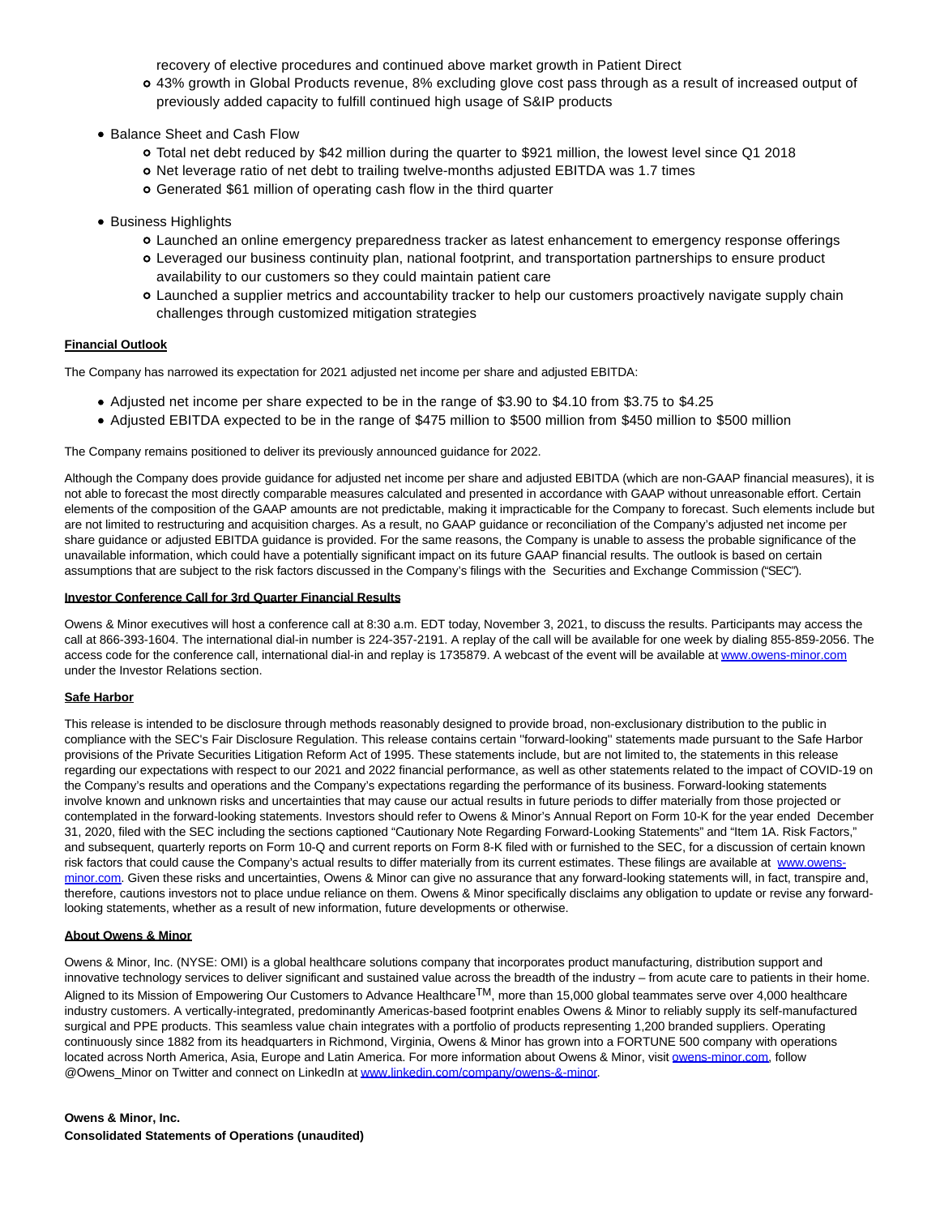recovery of elective procedures and continued above market growth in Patient Direct
    - 43% growth in Global Products revenue, 8% excluding glove cost pass through as a result of increased output of previously added capacity to fulfill continued high usage of S&IP products

- Balance Sheet and Cash Flow
    - Total net debt reduced by $42 million during the quarter to $921 million, the lowest level since Q1 2018
    - Net leverage ratio of net debt to trailing twelve-months adjusted EBITDA was 1.7 times
    - Generated $61 million of operating cash flow in the third quarter

- Business Highlights
    - Launched an online emergency preparedness tracker as latest enhancement to emergency response offerings
    - Leveraged our business continuity plan, national footprint, and transportation partnerships to ensure product availability to our customers so they could maintain patient care
    - Launched a supplier metrics and accountability tracker to help our customers proactively navigate supply chain challenges through customized mitigation strategies

**Financial Outlook**

The Company has narrowed its expectation for 2021 adjusted net income per share and adjusted EBITDA:

- Adjusted net income per share expected to be in the range of $3.90 to $4.10 from $3.75 to $4.25
- Adjusted EBITDA expected to be in the range of $475 million to $500 million from $450 million to $500 million

The Company remains positioned to deliver its previously announced guidance for 2022.

Although the Company does provide guidance for adjusted net income per share and adjusted EBITDA (which are non-GAAP financial measures), it is not able to forecast the most directly comparable measures calculated and presented in accordance with GAAP without unreasonable effort. Certain elements of the composition of the GAAP amounts are not predictable, making it impracticable for the Company to forecast. Such elements include but are not limited to restructuring and acquisition charges. As a result, no GAAP guidance or reconciliation of the Company's adjusted net income per share guidance or adjusted EBITDA guidance is provided. For the same reasons, the Company is unable to assess the probable significance of the unavailable information, which could have a potentially significant impact on its future GAAP financial results. The outlook is based on certain assumptions that are subject to the risk factors discussed in the Company's filings with the Securities and Exchange Commission ("SEC").

**Investor Conference Call for 3rd Quarter Financial Results**

Owens & Minor executives will host a conference call at 8:30 a.m. EDT today, November 3, 2021, to discuss the results. Participants may access the call at 866-393-1604. The international dial-in number is 224-357-2191. A replay of the call will be available for one week by dialing 855-859-2056. The access code for the conference call, international dial-in and replay is 1735879. A webcast of the event will be available at www.owens-minor.com under the Investor Relations section.

**Safe Harbor**

This release is intended to be disclosure through methods reasonably designed to provide broad, non-exclusionary distribution to the public in compliance with the SEC's Fair Disclosure Regulation. This release contains certain "forward-looking" statements made pursuant to the Safe Harbor provisions of the Private Securities Litigation Reform Act of 1995. These statements include, but are not limited to, the statements in this release regarding our expectations with respect to our 2021 and 2022 financial performance, as well as other statements related to the impact of COVID-19 on the Company's results and operations and the Company's expectations regarding the performance of its business. Forward-looking statements involve known and unknown risks and uncertainties that may cause our actual results in future periods to differ materially from those projected or contemplated in the forward-looking statements. Investors should refer to Owens & Minor's Annual Report on Form 10-K for the year ended December 31, 2020, filed with the SEC including the sections captioned "Cautionary Note Regarding Forward-Looking Statements" and "Item 1A. Risk Factors," and subsequent, quarterly reports on Form 10-Q and current reports on Form 8-K filed with or furnished to the SEC, for a discussion of certain known risk factors that could cause the Company's actual results to differ materially from its current estimates. These filings are available at www.owens-minor.com. Given these risks and uncertainties, Owens & Minor can give no assurance that any forward-looking statements will, in fact, transpire and, therefore, cautions investors not to place undue reliance on them. Owens & Minor specifically disclaims any obligation to update or revise any forward-looking statements, whether as a result of new information, future developments or otherwise.

**About Owens & Minor**

Owens & Minor, Inc. (NYSE: OMI) is a global healthcare solutions company that incorporates product manufacturing, distribution support and innovative technology services to deliver significant and sustained value across the breadth of the industry – from acute care to patients in their home. Aligned to its Mission of Empowering Our Customers to Advance Healthcare™, more than 15,000 global teammates serve over 4,000 healthcare industry customers. A vertically-integrated, predominantly Americas-based footprint enables Owens & Minor to reliably supply its self-manufactured surgical and PPE products. This seamless value chain integrates with a portfolio of products representing 1,200 branded suppliers. Operating continuously since 1882 from its headquarters in Richmond, Virginia, Owens & Minor has grown into a FORTUNE 500 company with operations located across North America, Asia, Europe and Latin America. For more information about Owens & Minor, visit owens-minor.com, follow @Owens_Minor on Twitter and connect on LinkedIn at www.linkedin.com/company/owens-&-minor.

**Owens & Minor, Inc.**
**Consolidated Statements of Operations (unaudited)**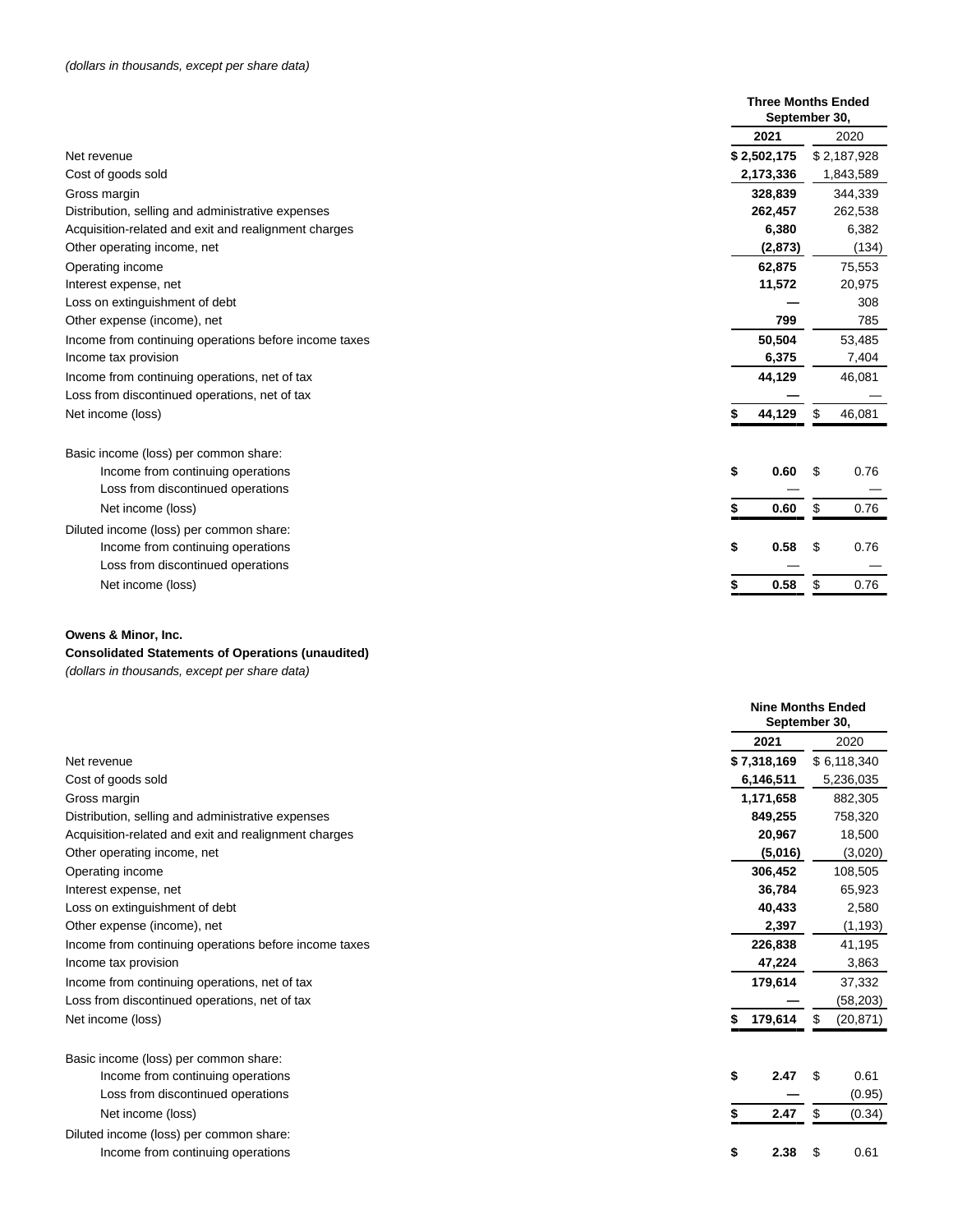*(dollars in thousands, except per share data)*

| | Three Months Ended September 30, | |
|---|---|---|
| | **2021** | 2020 |
| Net revenue | **$ 2,502,175** | $ 2,187,928 |
| Cost of goods sold | **2,173,336** | 1,843,589 |
| Gross margin | **328,839** | 344,339 |
| Distribution, selling and administrative expenses | **262,457** | 262,538 |
| Acquisition-related and exit and realignment charges | **6,380** | 6,382 |
| Other operating income, net | **(2,873)** | (134) |
| Operating income | **62,875** | 75,553 |
| Interest expense, net | **11,572** | 20,975 |
| Loss on extinguishment of debt | **—** | 308 |
| Other expense (income), net | **799** | 785 |
| Income from continuing operations before income taxes | **50,504** | 53,485 |
| Income tax provision | **6,375** | 7,404 |
| Income from continuing operations, net of tax | **44,129** | 46,081 |
| Loss from discontinued operations, net of tax | **—** | — |
| Net income (loss) | **$ 44,129** | $ 46,081 |
| | | |
| Basic income (loss) per common share: | | |
| Income from continuing operations | **$ 0.60** | $ 0.76 |
| Loss from discontinued operations | — | — |
| Net income (loss) | **$ 0.60** | $ 0.76 |
| Diluted income (loss) per common share: | | |
| Income from continuing operations | **$ 0.58** | $ 0.76 |
| Loss from discontinued operations | — | — |
| Net income (loss) | **$ 0.58** | $ 0.76 |

**Owens & Minor, Inc.**

**Consolidated Statements of Operations (unaudited)**

*(dollars in thousands, except per share data)*

| | Nine Months Ended September 30, | |
|---|---|---|
| | **2021** | 2020 |
| Net revenue | **$ 7,318,169** | $ 6,118,340 |
| Cost of goods sold | **6,146,511** | 5,236,035 |
| Gross margin | **1,171,658** | 882,305 |
| Distribution, selling and administrative expenses | **849,255** | 758,320 |
| Acquisition-related and exit and realignment charges | **20,967** | 18,500 |
| Other operating income, net | **(5,016)** | (3,020) |
| Operating income | **306,452** | 108,505 |
| Interest expense, net | **36,784** | 65,923 |
| Loss on extinguishment of debt | **40,433** | 2,580 |
| Other expense (income), net | **2,397** | (1,193) |
| Income from continuing operations before income taxes | **226,838** | 41,195 |
| Income tax provision | **47,224** | 3,863 |
| Income from continuing operations, net of tax | **179,614** | 37,332 |
| Loss from discontinued operations, net of tax | **—** | (58,203) |
| Net income (loss) | **$ 179,614** | $ (20,871) |
| | | |
| Basic income (loss) per common share: | | |
| Income from continuing operations | **$ 2.47** | $ 0.61 |
| Loss from discontinued operations | **—** | (0.95) |
| Net income (loss) | **$ 2.47** | $ (0.34) |
| Diluted income (loss) per common share: | | |
| Income from continuing operations | **$ 2.38** | $ 0.61 |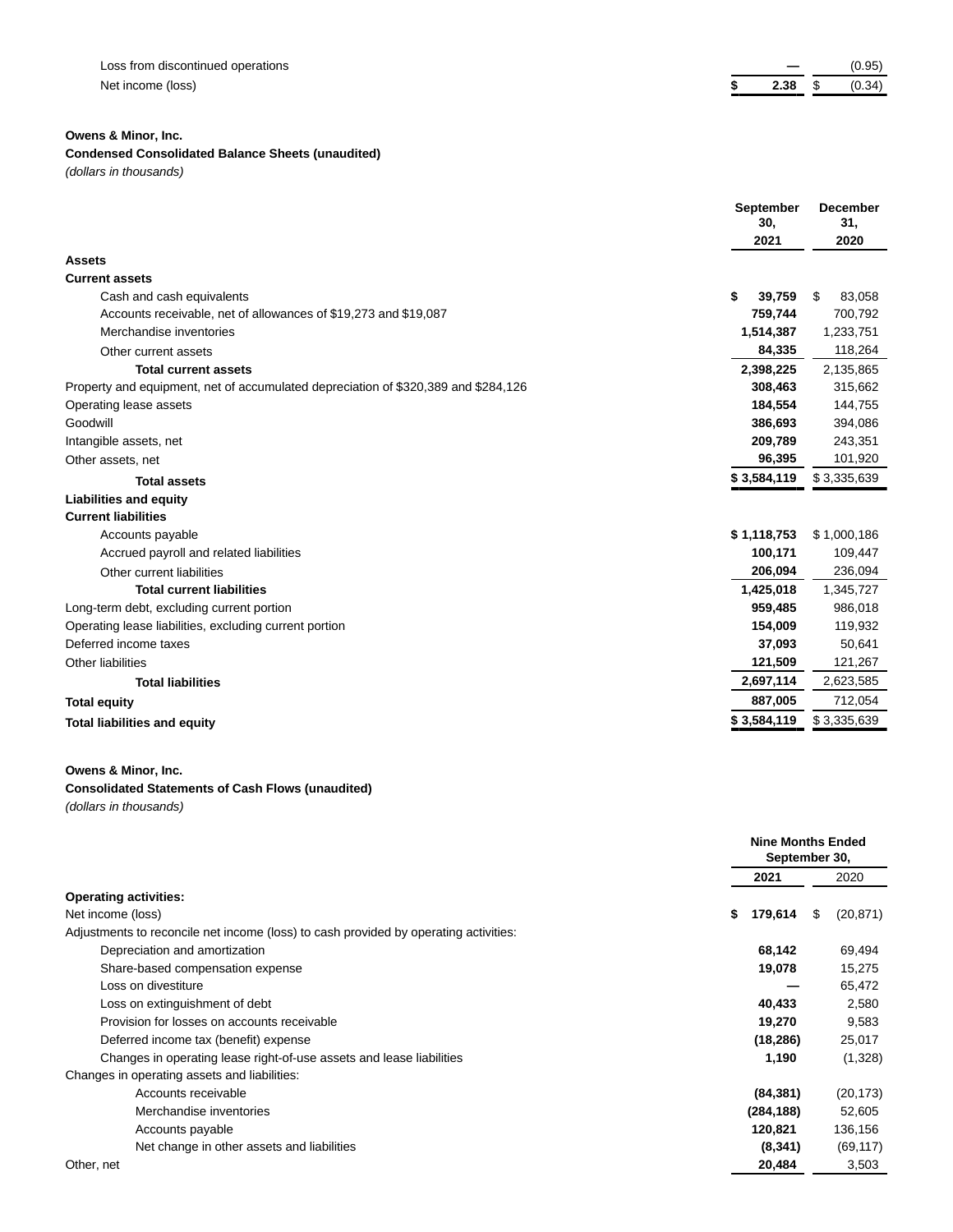| | | |
|---|---|---|
| Loss from discontinued operations | — | (0.95) |
| Net income (loss) | $ 2.38 | $ (0.34) |

**Owens & Minor, Inc.**

**Condensed Consolidated Balance Sheets (unaudited)**

*(dollars in thousands)*

| | September 30, 2021 | December 31, 2020 |
|---|---|---|
| **Assets** | | |
| **Current assets** | | |
| Cash and cash equivalents | $ 39,759 | $ 83,058 |
| Accounts receivable, net of allowances of $19,273 and $19,087 | 759,744 | 700,792 |
| Merchandise inventories | 1,514,387 | 1,233,751 |
| Other current assets | 84,335 | 118,264 |
| **Total current assets** | 2,398,225 | 2,135,865 |
| Property and equipment, net of accumulated depreciation of $320,389 and $284,126 | 308,463 | 315,662 |
| Operating lease assets | 184,554 | 144,755 |
| Goodwill | 386,693 | 394,086 |
| Intangible assets, net | 209,789 | 243,351 |
| Other assets, net | 96,395 | 101,920 |
| **Total assets** | $ 3,584,119 | $ 3,335,639 |
| **Liabilities and equity** | | |
| **Current liabilities** | | |
| Accounts payable | $ 1,118,753 | $ 1,000,186 |
| Accrued payroll and related liabilities | 100,171 | 109,447 |
| Other current liabilities | 206,094 | 236,094 |
| **Total current liabilities** | 1,425,018 | 1,345,727 |
| Long-term debt, excluding current portion | 959,485 | 986,018 |
| Operating lease liabilities, excluding current portion | 154,009 | 119,932 |
| Deferred income taxes | 37,093 | 50,641 |
| Other liabilities | 121,509 | 121,267 |
| **Total liabilities** | 2,697,114 | 2,623,585 |
| **Total equity** | 887,005 | 712,054 |
| **Total liabilities and equity** | $ 3,584,119 | $ 3,335,639 |

**Owens & Minor, Inc.**

**Consolidated Statements of Cash Flows (unaudited)**

*(dollars in thousands)*

| | Nine Months Ended September 30, | |
|---|---|---|
| | 2021 | 2020 |
| **Operating activities:** | | |
| Net income (loss) | $ 179,614 | $ (20,871) |
| Adjustments to reconcile net income (loss) to cash provided by operating activities: | | |
| Depreciation and amortization | 68,142 | 69,494 |
| Share-based compensation expense | 19,078 | 15,275 |
| Loss on divestiture | — | 65,472 |
| Loss on extinguishment of debt | 40,433 | 2,580 |
| Provision for losses on accounts receivable | 19,270 | 9,583 |
| Deferred income tax (benefit) expense | (18,286) | 25,017 |
| Changes in operating lease right-of-use assets and lease liabilities | 1,190 | (1,328) |
| Changes in operating assets and liabilities: | | |
| Accounts receivable | (84,381) | (20,173) |
| Merchandise inventories | (284,188) | 52,605 |
| Accounts payable | 120,821 | 136,156 |
| Net change in other assets and liabilities | (8,341) | (69,117) |
| Other, net | 20,484 | 3,503 |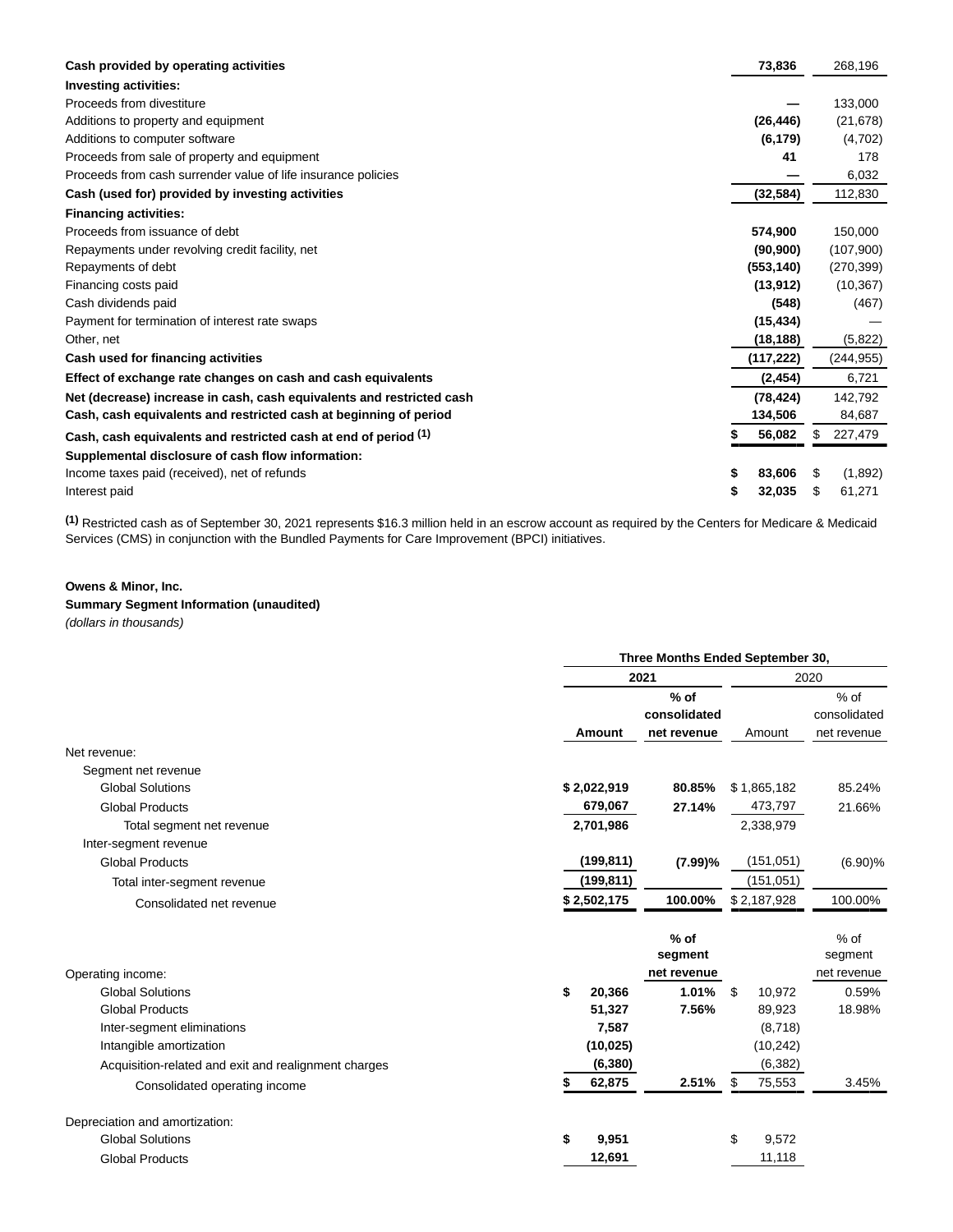| | | |
|---|---|---|
| **Cash provided by operating activities** | **73,836** | 268,196 |
| **Investing activities:** | | |
| Proceeds from divestiture | **—** | 133,000 |
| Additions to property and equipment | **(26,446)** | (21,678) |
| Additions to computer software | **(6,179)** | (4,702) |
| Proceeds from sale of property and equipment | **41** | 178 |
| Proceeds from cash surrender value of life insurance policies | **—** | 6,032 |
| **Cash (used for) provided by investing activities** | **(32,584)** | 112,830 |
| **Financing activities:** | | |
| Proceeds from issuance of debt | **574,900** | 150,000 |
| Repayments under revolving credit facility, net | **(90,900)** | (107,900) |
| Repayments of debt | **(553,140)** | (270,399) |
| Financing costs paid | **(13,912)** | (10,367) |
| Cash dividends paid | **(548)** | (467) |
| Payment for termination of interest rate swaps | **(15,434)** | — |
| Other, net | **(18,188)** | (5,822) |
| **Cash used for financing activities** | **(117,222)** | (244,955) |
| **Effect of exchange rate changes on cash and cash equivalents** | **(2,454)** | 6,721 |
| **Net (decrease) increase in cash, cash equivalents and restricted cash** | **(78,424)** | 142,792 |
| **Cash, cash equivalents and restricted cash at beginning of period** | **134,506** | 84,687 |
| **Cash, cash equivalents and restricted cash at end of period [1]** | **$ 56,082** | $ 227,479 |
| **Supplemental disclosure of cash flow information:** | | |
| Income taxes paid (received), net of refunds | **$ 83,606** | $ (1,892) |
| Interest paid | **$ 32,035** | $ 61,271 |

[1] Restricted cash as of September 30, 2021 represents $16.3 million held in an escrow account as required by the Centers for Medicare & Medicaid Services (CMS) in conjunction with the Bundled Payments for Care Improvement (BPCI) initiatives.

**Owens & Minor, Inc.**
**Summary Segment Information (unaudited)**
*(dollars in thousands)*

| | Three Months Ended September 30, | | | |
|---|---|---|---|---|
| | **2021** | | 2020 | |
| | **Amount** | **% of consolidated net revenue** | Amount | % of consolidated net revenue |
| Net revenue: | | | | |
| Segment net revenue | | | | |
| Global Solutions | **$ 2,022,919** | **80.85%** | $ 1,865,182 | 85.24% |
| Global Products | **679,067** | **27.14%** | 473,797 | 21.66% |
| Total segment net revenue | **2,701,986** | | 2,338,979 | |
| Inter-segment revenue | | | | |
| Global Products | **(199,811)** | **(7.99)%** | (151,051) | (6.90)% |
| Total inter-segment revenue | **(199,811)** | | (151,051) | |
| Consolidated net revenue | **$ 2,502,175** | **100.00%** | $ 2,187,928 | 100.00% |
| | | **% of segment net revenue** | | % of segment net revenue |
| Operating income: | | | | |
| Global Solutions | **$ 20,366** | **1.01%** | $ 10,972 | 0.59% |
| Global Products | **51,327** | **7.56%** | 89,923 | 18.98% |
| Inter-segment eliminations | **7,587** | | (8,718) | |
| Intangible amortization | **(10,025)** | | (10,242) | |
| Acquisition-related and exit and realignment charges | **(6,380)** | | (6,382) | |
| Consolidated operating income | **$ 62,875** | **2.51%** | $ 75,553 | 3.45% |
| Depreciation and amortization: | | | | |
| Global Solutions | **$ 9,951** | | $ 9,572 | |
| Global Products | **12,691** | | 11,118 | |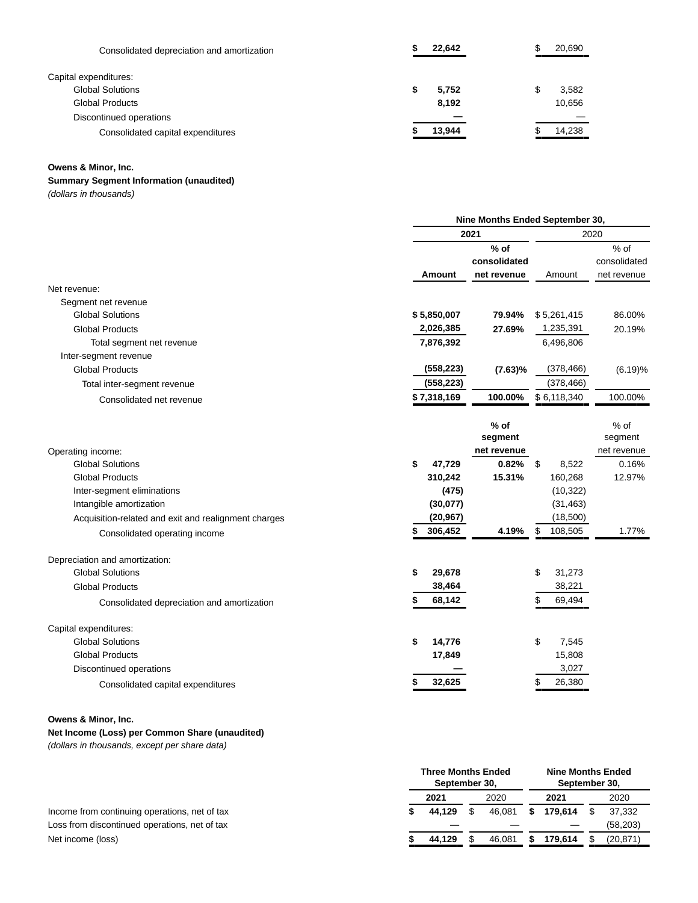| | | |
|---|---|---|
| Consolidated depreciation and amortization | $ 22,642 | $ 20,690 |
| Capital expenditures: | | |
| Global Solutions | $ 5,752 | $ 3,582 |
| Global Products | 8,192 | 10,656 |
| Discontinued operations | — | — |
| Consolidated capital expenditures | $ 13,944 | $ 14,238 |

**Owens & Minor, Inc.**
**Summary Segment Information (unaudited)**
*(dollars in thousands)*

| | Nine Months Ended September 30, | | | |
|---|---|---|---|---|
| | 2021 | | 2020 | |
| | Amount | % of consolidated net revenue | Amount | % of consolidated net revenue |
| Net revenue: | | | | |
| Segment net revenue | | | | |
| Global Solutions | $ 5,850,007 | 79.94% | $ 5,261,415 | 86.00% |
| Global Products | 2,026,385 | 27.69% | 1,235,391 | 20.19% |
| Total segment net revenue | 7,876,392 | | 6,496,806 | |
| Inter-segment revenue | | | | |
| Global Products | (558,223) | (7.63)% | (378,466) | (6.19)% |
| Total inter-segment revenue | (558,223) | | (378,466) | |
| Consolidated net revenue | $ 7,318,169 | 100.00% | $ 6,118,340 | 100.00% |
| | | % of segment net revenue | | % of segment net revenue |
| Operating income: | | | | |
| Global Solutions | $ 47,729 | 0.82% | $ 8,522 | 0.16% |
| Global Products | 310,242 | 15.31% | 160,268 | 12.97% |
| Inter-segment eliminations | (475) | | (10,322) | |
| Intangible amortization | (30,077) | | (31,463) | |
| Acquisition-related and exit and realignment charges | (20,967) | | (18,500) | |
| Consolidated operating income | $ 306,452 | 4.19% | $ 108,505 | 1.77% |
| Depreciation and amortization: | | | | |
| Global Solutions | $ 29,678 | | $ 31,273 | |
| Global Products | 38,464 | | 38,221 | |
| Consolidated depreciation and amortization | $ 68,142 | | $ 69,494 | |
| Capital expenditures: | | | | |
| Global Solutions | $ 14,776 | | $ 7,545 | |
| Global Products | 17,849 | | 15,808 | |
| Discontinued operations | — | | 3,027 | |
| Consolidated capital expenditures | $ 32,625 | | $ 26,380 | |

**Owens & Minor, Inc.**
**Net Income (Loss) per Common Share (unaudited)**
*(dollars in thousands, except per share data)*

| | Three Months Ended September 30, | | Nine Months Ended September 30, | |
|---|---|---|---|---|
| | 2021 | 2020 | 2021 | 2020 |
| Income from continuing operations, net of tax | $ 44,129 | $ 46,081 | $ 179,614 | $ 37,332 |
| Loss from discontinued operations, net of tax | — | — | — | (58,203) |
| Net income (loss) | $ 44,129 | $ 46,081 | $ 179,614 | $ (20,871) |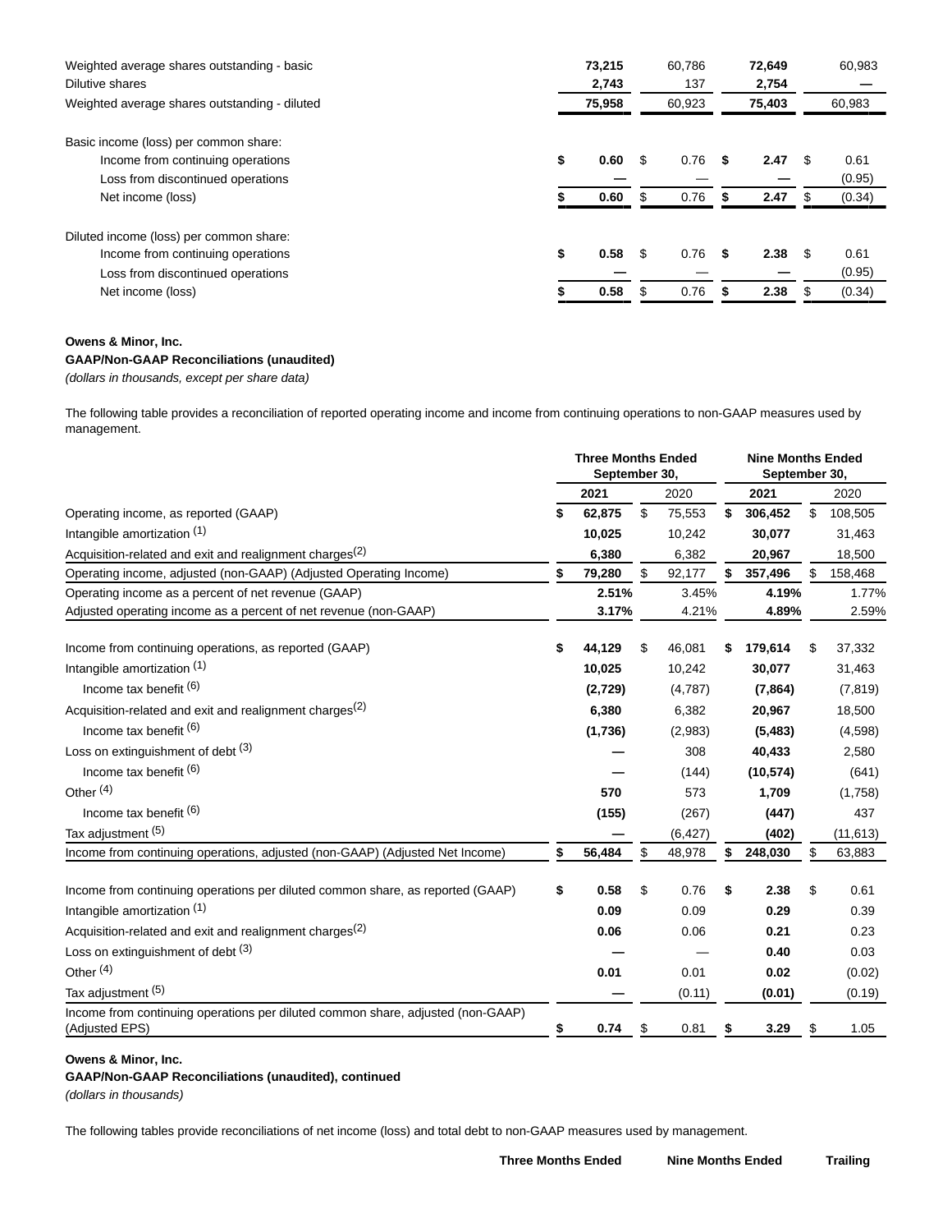| | | | | |
|---|---|---|---|---|
| Weighted average shares outstanding - basic | **73,215** | 60,786 | **72,649** | 60,983 |
| Dilutive shares | **2,743** | 137 | **2,754** | — |
| Weighted average shares outstanding - diluted | **75,958** | 60,923 | **75,403** | 60,983 |
| | | | | |
| Basic income (loss) per common share: | | | | |
| Income from continuing operations | **$ 0.60** | $ 0.76 | **$ 2.47** | $ 0.61 |
| Loss from discontinued operations | **—** | — | **—** | (0.95) |
| Net income (loss) | **$ 0.60** | $ 0.76 | **$ 2.47** | $ (0.34) |
| | | | | |
| Diluted income (loss) per common share: | | | | |
| Income from continuing operations | **$ 0.58** | $ 0.76 | **$ 2.38** | $ 0.61 |
| Loss from discontinued operations | **—** | — | **—** | (0.95) |
| Net income (loss) | **$ 0.58** | $ 0.76 | **$ 2.38** | $ (0.34) |

**Owens & Minor, Inc.**

**GAAP/Non-GAAP Reconciliations (unaudited)**

*(dollars in thousands, except per share data)*

The following table provides a reconciliation of reported operating income and income from continuing operations to non-GAAP measures used by management.

| | Three Months Ended September 30, | | Nine Months Ended September 30, | |
|---|---|---|---|---|
| | **2021** | 2020 | **2021** | 2020 |
| Operating income, as reported (GAAP) | **$ 62,875** | $ 75,553 | **$ 306,452** | $ 108,505 |
| Intangible amortization (1) | **10,025** | 10,242 | **30,077** | 31,463 |
| Acquisition-related and exit and realignment charges(2) | **6,380** | 6,382 | **20,967** | 18,500 |
| Operating income, adjusted (non-GAAP) (Adjusted Operating Income) | **$ 79,280** | $ 92,177 | **$ 357,496** | $ 158,468 |
| Operating income as a percent of net revenue (GAAP) | **2.51%** | 3.45% | **4.19%** | 1.77% |
| Adjusted operating income as a percent of net revenue (non-GAAP) | **3.17%** | 4.21% | **4.89%** | 2.59% |
| | | | | |
| Income from continuing operations, as reported (GAAP) | **$ 44,129** | $ 46,081 | **$ 179,614** | $ 37,332 |
| Intangible amortization (1) | **10,025** | 10,242 | **30,077** | 31,463 |
| Income tax benefit (6) | **(2,729)** | (4,787) | **(7,864)** | (7,819) |
| Acquisition-related and exit and realignment charges(2) | **6,380** | 6,382 | **20,967** | 18,500 |
| Income tax benefit (6) | **(1,736)** | (2,983) | **(5,483)** | (4,598) |
| Loss on extinguishment of debt (3) | **—** | 308 | **40,433** | 2,580 |
| Income tax benefit (6) | **—** | (144) | **(10,574)** | (641) |
| Other (4) | **570** | 573 | **1,709** | (1,758) |
| Income tax benefit (6) | **(155)** | (267) | **(447)** | 437 |
| Tax adjustment (5) | **—** | (6,427) | **(402)** | (11,613) |
| Income from continuing operations, adjusted (non-GAAP) (Adjusted Net Income) | **$ 56,484** | $ 48,978 | **$ 248,030** | $ 63,883 |
| | | | | |
| Income from continuing operations per diluted common share, as reported (GAAP) | **$ 0.58** | $ 0.76 | **$ 2.38** | $ 0.61 |
| Intangible amortization (1) | **0.09** | 0.09 | **0.29** | 0.39 |
| Acquisition-related and exit and realignment charges(2) | **0.06** | 0.06 | **0.21** | 0.23 |
| Loss on extinguishment of debt (3) | **—** | — | **0.40** | 0.03 |
| Other (4) | **0.01** | 0.01 | **0.02** | (0.02) |
| Tax adjustment (5) | **—** | (0.11) | **(0.01)** | (0.19) |
| Income from continuing operations per diluted common share, adjusted (non-GAAP) (Adjusted EPS) | **$ 0.74** | $ 0.81 | **$ 3.29** | $ 1.05 |

**Owens & Minor, Inc.**

**GAAP/Non-GAAP Reconciliations (unaudited), continued**

*(dollars in thousands)*

The following tables provide reconciliations of net income (loss) and total debt to non-GAAP measures used by management.

| Three Months Ended | Nine Months Ended | Trailing |
|---|---|---|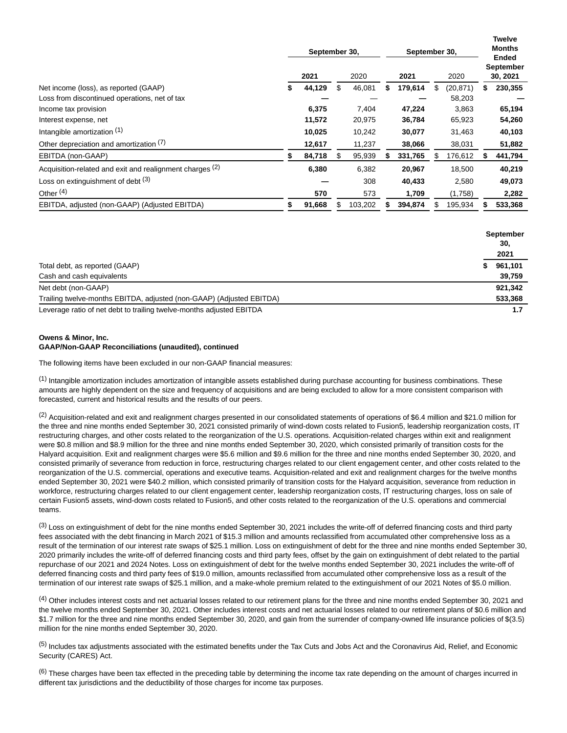| | September 30, | | September 30, | | Twelve Months Ended |
|---|---|---|---|---|---|
| | **2021** | 2020 | **2021** | 2020 | **September 30, 2021** |
| Net income (loss), as reported (GAAP) | **$ 44,129** | $ 46,081 | **$ 179,614** | $ (20,871) | **$ 230,355** |
| Loss from discontinued operations, net of tax | **—** | — | **—** | 58,203 | **—** |
| Income tax provision | **6,375** | 7,404 | **47,224** | 3,863 | **65,194** |
| Interest expense, net | **11,572** | 20,975 | **36,784** | 65,923 | **54,260** |
| Intangible amortization [(1)] | **10,025** | 10,242 | **30,077** | 31,463 | **40,103** |
| Other depreciation and amortization [(7)] | **12,617** | 11,237 | **38,066** | 38,031 | **51,882** |
| EBITDA (non-GAAP) | **$ 84,718** | $ 95,939 | **$ 331,765** | $ 176,612 | **$ 441,794** |
| Acquisition-related and exit and realignment charges [(2)] | **6,380** | 6,382 | **20,967** | 18,500 | **40,219** |
| Loss on extinguishment of debt [(3)] | **—** | 308 | **40,433** | 2,580 | **49,073** |
| Other [(4)] | **570** | 573 | **1,709** | (1,758) | **2,282** |
| EBITDA, adjusted (non-GAAP) (Adjusted EBITDA) | **$ 91,668** | $ 103,202 | **$ 394,874** | $ 195,934 | **$ 533,368** |

| | September 30, 2021 |
|---|---|
| Total debt, as reported (GAAP) | **$ 961,101** |
| Cash and cash equivalents | **39,759** |
| Net debt (non-GAAP) | **921,342** |
| Trailing twelve-months EBITDA, adjusted (non-GAAP) (Adjusted EBITDA) | **533,368** |
| Leverage ratio of net debt to trailing twelve-months adjusted EBITDA | **1.7** |

**Owens & Minor, Inc.**
**GAAP/Non-GAAP Reconciliations (unaudited), continued**

The following items have been excluded in our non-GAAP financial measures:

[(1)] Intangible amortization includes amortization of intangible assets established during purchase accounting for business combinations. These amounts are highly dependent on the size and frequency of acquisitions and are being excluded to allow for a more consistent comparison with forecasted, current and historical results and the results of our peers.

[(2)] Acquisition-related and exit and realignment charges presented in our consolidated statements of operations of $6.4 million and $21.0 million for the three and nine months ended September 30, 2021 consisted primarily of wind-down costs related to Fusion5, leadership reorganization costs, IT restructuring charges, and other costs related to the reorganization of the U.S. operations. Acquisition-related charges within exit and realignment were $0.8 million and $8.9 million for the three and nine months ended September 30, 2020, which consisted primarily of transition costs for the Halyard acquisition. Exit and realignment charges were $5.6 million and $9.6 million for the three and nine months ended September 30, 2020, and consisted primarily of severance from reduction in force, restructuring charges related to our client engagement center, and other costs related to the reorganization of the U.S. commercial, operations and executive teams. Acquisition-related and exit and realignment charges for the twelve months ended September 30, 2021 were $40.2 million, which consisted primarily of transition costs for the Halyard acquisition, severance from reduction in workforce, restructuring charges related to our client engagement center, leadership reorganization costs, IT restructuring charges, loss on sale of certain Fusion5 assets, wind-down costs related to Fusion5, and other costs related to the reorganization of the U.S. operations and commercial teams.

[(3)] Loss on extinguishment of debt for the nine months ended September 30, 2021 includes the write-off of deferred financing costs and third party fees associated with the debt financing in March 2021 of $15.3 million and amounts reclassified from accumulated other comprehensive loss as a result of the termination of our interest rate swaps of $25.1 million. Loss on extinguishment of debt for the three and nine months ended September 30, 2020 primarily includes the write-off of deferred financing costs and third party fees, offset by the gain on extinguishment of debt related to the partial repurchase of our 2021 and 2024 Notes. Loss on extinguishment of debt for the twelve months ended September 30, 2021 includes the write-off of deferred financing costs and third party fees of $19.0 million, amounts reclassified from accumulated other comprehensive loss as a result of the termination of our interest rate swaps of $25.1 million, and a make-whole premium related to the extinguishment of our 2021 Notes of $5.0 million.

[(4)] Other includes interest costs and net actuarial losses related to our retirement plans for the three and nine months ended September 30, 2021 and the twelve months ended September 30, 2021. Other includes interest costs and net actuarial losses related to our retirement plans of $0.6 million and $1.7 million for the three and nine months ended September 30, 2020, and gain from the surrender of company-owned life insurance policies of $(3.5) million for the nine months ended September 30, 2020.

[(5)] Includes tax adjustments associated with the estimated benefits under the Tax Cuts and Jobs Act and the Coronavirus Aid, Relief, and Economic Security (CARES) Act.

[(6)] These charges have been tax effected in the preceding table by determining the income tax rate depending on the amount of charges incurred in different tax jurisdictions and the deductibility of those charges for income tax purposes.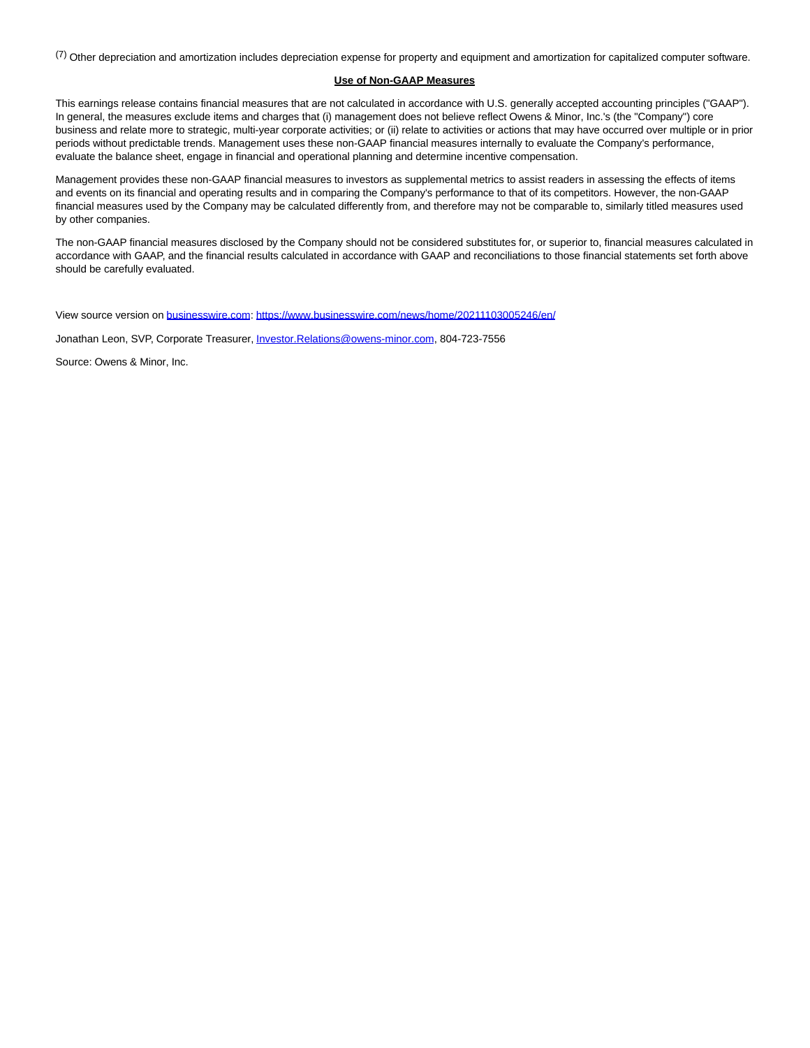[7] Other depreciation and amortization includes depreciation expense for property and equipment and amortization for capitalized computer software.

**Use of Non-GAAP Measures**

This earnings release contains financial measures that are not calculated in accordance with U.S. generally accepted accounting principles ("GAAP"). In general, the measures exclude items and charges that (i) management does not believe reflect Owens & Minor, Inc.'s (the "Company") core business and relate more to strategic, multi-year corporate activities; or (ii) relate to activities or actions that may have occurred over multiple or in prior periods without predictable trends. Management uses these non-GAAP financial measures internally to evaluate the Company's performance, evaluate the balance sheet, engage in financial and operational planning and determine incentive compensation.

Management provides these non-GAAP financial measures to investors as supplemental metrics to assist readers in assessing the effects of items and events on its financial and operating results and in comparing the Company's performance to that of its competitors. However, the non-GAAP financial measures used by the Company may be calculated differently from, and therefore may not be comparable to, similarly titled measures used by other companies.

The non-GAAP financial measures disclosed by the Company should not be considered substitutes for, or superior to, financial measures calculated in accordance with GAAP, and the financial results calculated in accordance with GAAP and reconciliations to those financial statements set forth above should be carefully evaluated.

View source version on businesswire.com: https://www.businesswire.com/news/home/20211103005246/en/

Jonathan Leon, SVP, Corporate Treasurer, Investor.Relations@owens-minor.com, 804-723-7556

Source: Owens & Minor, Inc.